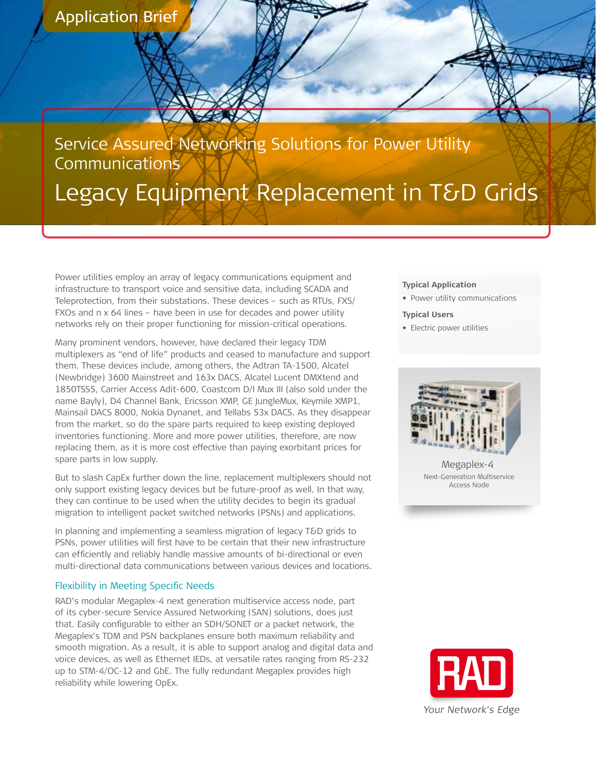Application Brief

# Service Assured Networking Solutions for Power Utility Communications

# Legacy Equipment Replacement in T&D Grids

Power utilities employ an array of legacy communications equipment and infrastructure to transport voice and sensitive data, including SCADA and Teleprotection, from their substations. These devices – such as RTUs, FXS/FXOs and n x 64 lines – have been in use for decades and power utility networks rely on their proper functioning for mission-critical operations.

Many prominent vendors, however, have declared their legacy TDM multiplexers as "end of life" products and ceased to manufacture and support them. These devices include, among others, the Adtran TA-1500, Alcatel (Newbridge) 3600 Mainstreet and 163x DACS, Alcatel Lucent DMXtend and 1850TSS5, Carrier Access Adit-600, Coastcom D/I Mux III (also sold under the name Bayly), D4 Channel Bank, Ericsson XMP, GE JungleMux, Keymile XMP1, Mainsail DACS 8000, Nokia Dynanet, and Tellabs 53x DACS. As they disappear from the market, so do the spare parts required to keep existing deployed inventories functioning. More and more power utilities, therefore, are now replacing them, as it is more cost effective than paying exorbitant prices for spare parts in low supply.

But to slash CapEx further down the line, replacement multiplexers should not only support existing legacy devices but be future-proof as well. In that way, they can continue to be used when the utility decides to begin its gradual migration to intelligent packet switched networks (PSNs) and applications.

In planning and implementing a seamless migration of legacy T&D grids to PSNs, power utilities will first have to be certain that their new infrastructure can efficiently and reliably handle massive amounts of bi-directional or even multi-directional data communications between various devices and locations.

## Flexibility in Meeting Specific Needs

RAD's modular Megaplex-4 next generation multiservice access node, part of its cyber-secure Service Assured Networking (SAN) solutions, does just that. Easily configurable to either an SDH/SONET or a packet network, the Megaplex's TDM and PSN backplanes ensure both maximum reliability and smooth migration. As a result, it is able to support analog and digital data and voice devices, as well as Ethernet IEDs, at versatile rates ranging from RS-232 up to STM-4/OC-12 and GbE. The fully redundant Megaplex provides high reliability while lowering OpEx.

**Typical Application**

- Power utility communications

**Typical Users**

- Electric power utilities

Megaplex-4

Next-Generation Multiservice Access Node

RAD

*Your Network's Edge*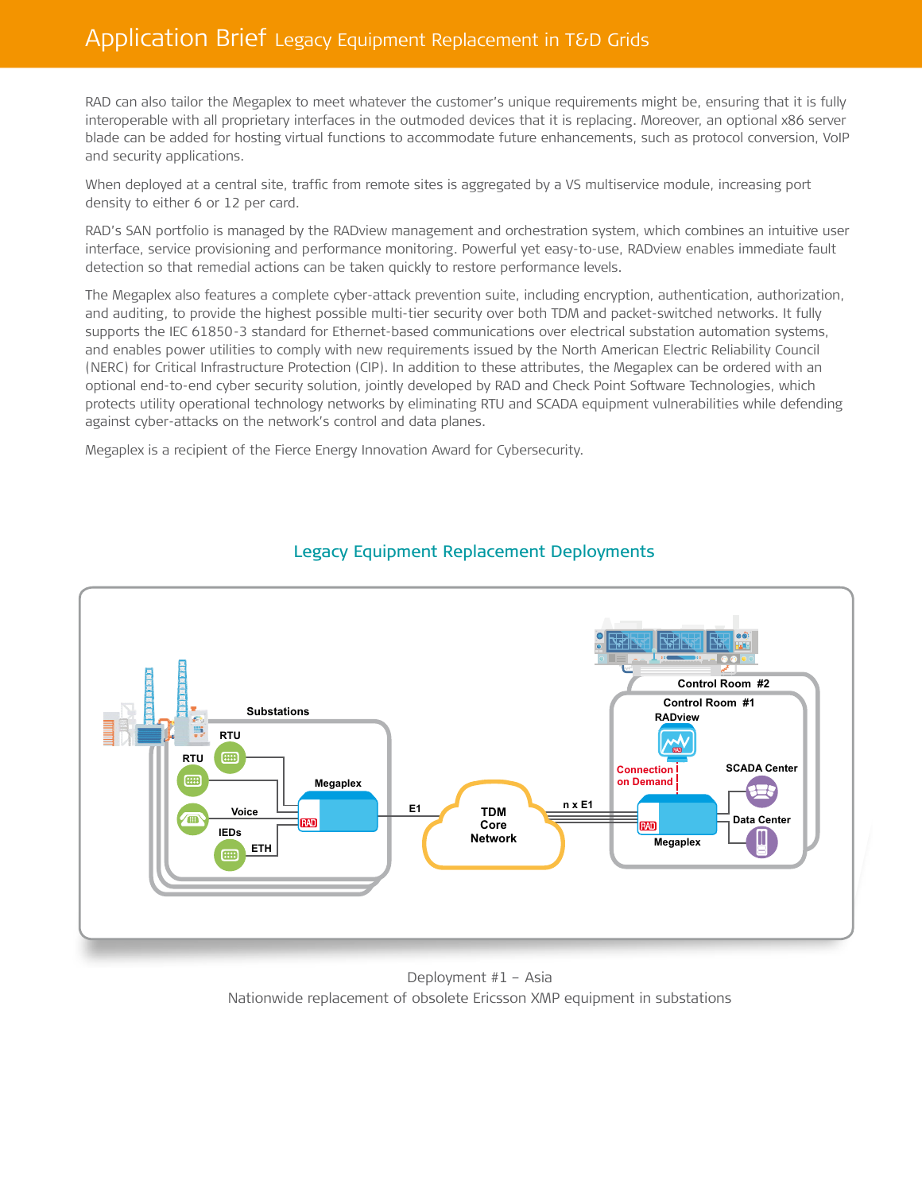RAD can also tailor the Megaplex to meet whatever the customer's unique requirements might be, ensuring that it is fully interoperable with all proprietary interfaces in the outmoded devices that it is replacing. Moreover, an optional x86 server blade can be added for hosting virtual functions to accommodate future enhancements, such as protocol conversion, VoIP and security applications.

When deployed at a central site, traffic from remote sites is aggregated by a VS multiservice module, increasing port density to either 6 or 12 per card.

RAD's SAN portfolio is managed by the RADview management and orchestration system, which combines an intuitive user interface, service provisioning and performance monitoring. Powerful yet easy-to-use, RADview enables immediate fault detection so that remedial actions can be taken quickly to restore performance levels.

The Megaplex also features a complete cyber-attack prevention suite, including encryption, authentication, authorization, and auditing, to provide the highest possible multi-tier security over both TDM and packet-switched networks. It fully supports the IEC 61850-3 standard for Ethernet-based communications over electrical substation automation systems, and enables power utilities to comply with new requirements issued by the North American Electric Reliability Council (NERC) for Critical Infrastructure Protection (CIP). In addition to these attributes, the Megaplex can be ordered with an optional end-to-end cyber security solution, jointly developed by RAD and Check Point Software Technologies, which protects utility operational technology networks by eliminating RTU and SCADA equipment vulnerabilities while defending against cyber-attacks on the network's control and data planes.

Megaplex is a recipient of the Fierce Energy Innovation Award for Cybersecurity.

## Legacy Equipment Replacement Deployments

Substations | RTU | RTU | Voice | IEDs | ETH | Megaplex | E1 | TDM Core Network | n x E1 | Control Room #2 | Control Room #1 | RADview | Connection on Demand | SCADA Center | Data Center | Megaplex

Deployment #1 – Asia
Nationwide replacement of obsolete Ericsson XMP equipment in substations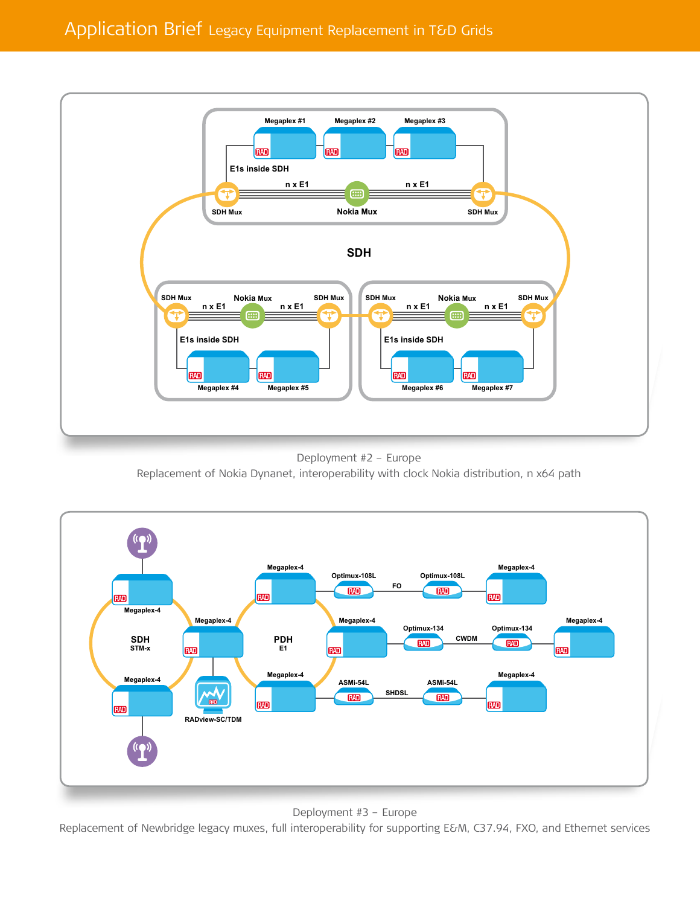Deployment #2 – Europe
Replacement of Nokia Dynanet, interoperability with clock Nokia distribution, n x64 path

Deployment #3 – Europe
Replacement of Newbridge legacy muxes, full interoperability for supporting E&M, C37.94, FXO, and Ethernet services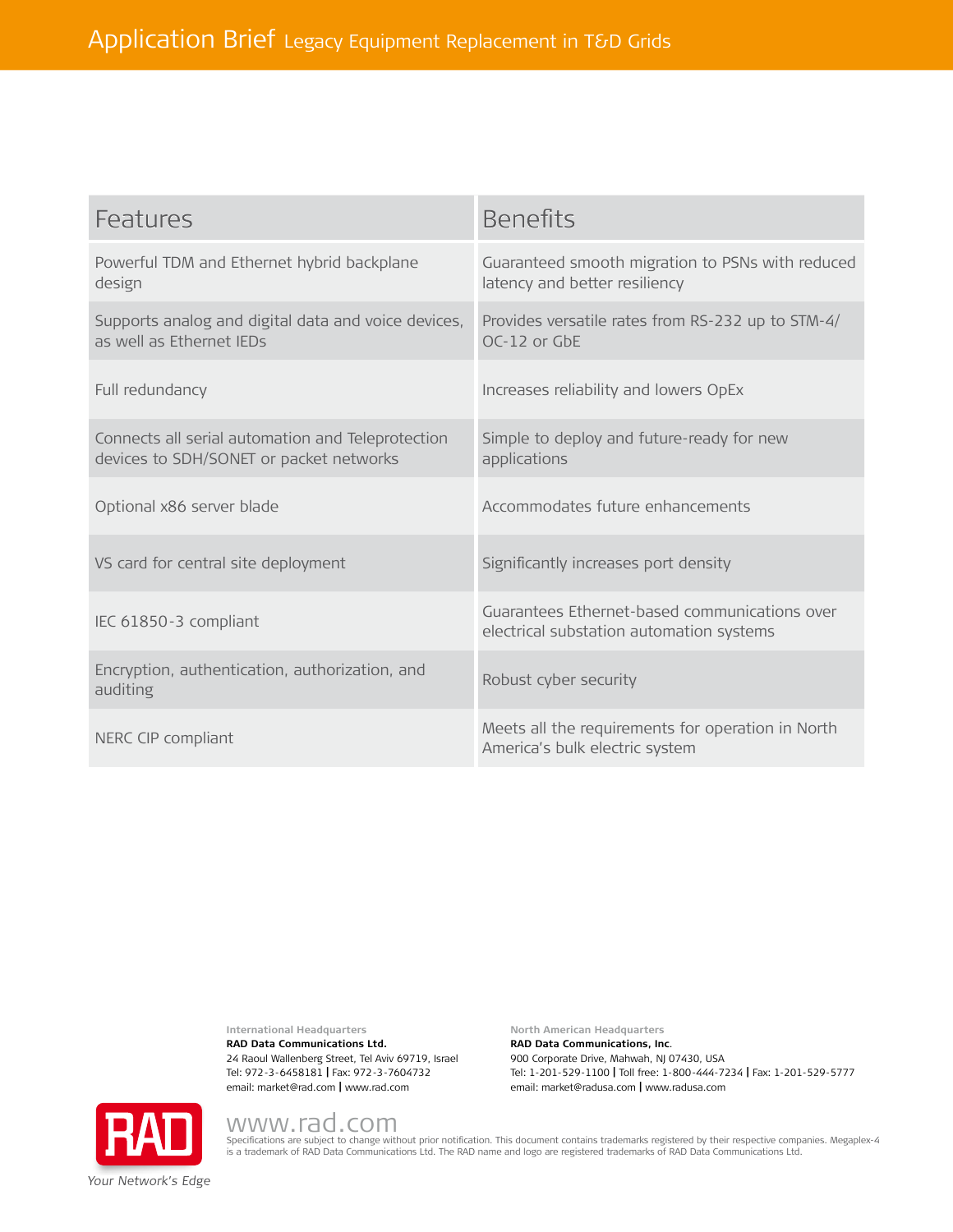| Features | Benefits |
| --- | --- |
| Powerful TDM and Ethernet hybrid backplane design | Guaranteed smooth migration to PSNs with reduced latency and better resiliency |
| Supports analog and digital data and voice devices, as well as Ethernet IEDs | Provides versatile rates from RS-232 up to STM-4/OC-12 or GbE |
| Full redundancy | Increases reliability and lowers OpEx |
| Connects all serial automation and Teleprotection devices to SDH/SONET or packet networks | Simple to deploy and future-ready for new applications |
| Optional x86 server blade | Accommodates future enhancements |
| VS card for central site deployment | Significantly increases port density |
| IEC 61850-3 compliant | Guarantees Ethernet-based communications over electrical substation automation systems |
| Encryption, authentication, authorization, and auditing | Robust cyber security |
| NERC CIP compliant | Meets all the requirements for operation in North America's bulk electric system |

**International Headquarters**
**RAD Data Communications Ltd.**
24 Raoul Wallenberg Street, Tel Aviv 69719, Israel
Tel: 972-3-6458181 | Fax: 972-3-7604732
email: market@rad.com | www.rad.com

**North American Headquarters**
**RAD Data Communications, Inc.**
900 Corporate Drive, Mahwah, NJ 07430, USA
Tel: 1-201-529-1100 | Toll free: 1-800-444-7234 | Fax: 1-201-529-5777
email: market@radusa.com | www.radusa.com

RAD

*Your Network's Edge*

www.rad.com

Specifications are subject to change without prior notification. This document contains trademarks registered by their respective companies. Megaplex-4 is a trademark of RAD Data Communications Ltd. The RAD name and logo are registered trademarks of RAD Data Communications Ltd.